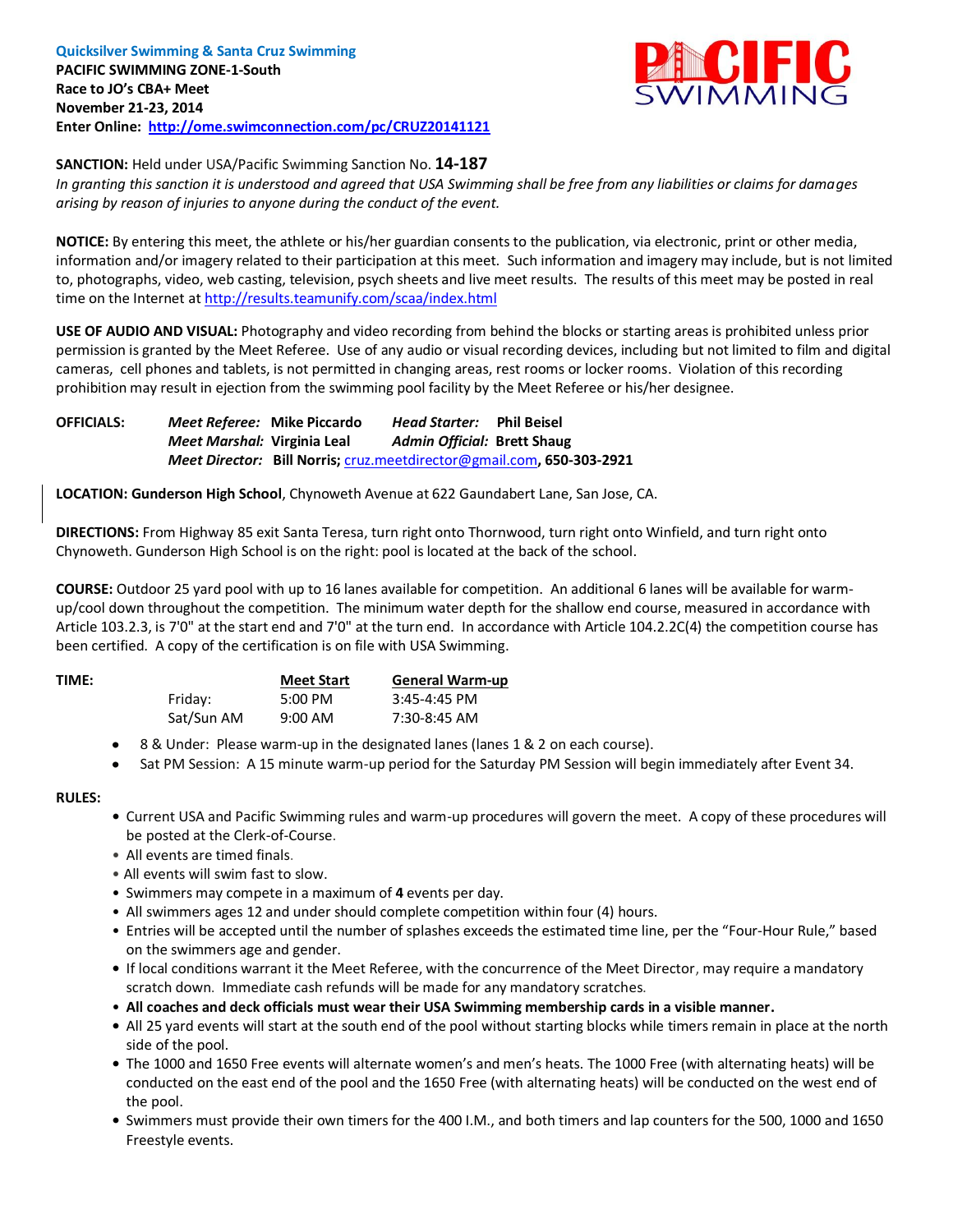**Quicksilver Swimming & Santa Cruz Swimming**
**PACIFIC SWIMMING ZONE-1-South**
**Race to JO's CBA+ Meet**
**November 21-23, 2014**
**Enter Online: [http://ome.swimconnection.com/pc/CRUZ20141121](http://ome.swimconnection.com/pc/CRUZ20141121)**

**SANCTION:** Held under USA/Pacific Swimming Sanction No. **14-187**
*In granting this sanction it is understood and agreed that USA Swimming shall be free from any liabilities or claims for damages arising by reason of injuries to anyone during the conduct of the event.*

**NOTICE:** By entering this meet, the athlete or his/her guardian consents to the publication, via electronic, print or other media, information and/or imagery related to their participation at this meet. Such information and imagery may include, but is not limited to, photographs, video, web casting, television, psych sheets and live meet results. The results of this meet may be posted in real time on the Internet at [http://results.teamunify.com/scaa/index.html](http://results.teamunify.com/scaa/index.html)

**USE OF AUDIO AND VISUAL:** Photography and video recording from behind the blocks or starting areas is prohibited unless prior permission is granted by the Meet Referee. Use of any audio or visual recording devices, including but not limited to film and digital cameras, cell phones and tablets, is not permitted in changing areas, rest rooms or locker rooms. Violation of this recording prohibition may result in ejection from the swimming pool facility by the Meet Referee or his/her designee.

**OFFICIALS:** *Meet Referee:* **Mike Piccardo** *Head Starter:* **Phil Beisel**
*Meet Marshal:* **Virginia Leal** *Admin Official:* **Brett Shaug**
*Meet Director:* **Bill Norris;** cruz.meetdirector@gmail.com**, 650-303-2921**

**LOCATION: Gunderson High School**, Chynoweth Avenue at 622 Gaundabert Lane, San Jose, CA.

**DIRECTIONS:** From Highway 85 exit Santa Teresa, turn right onto Thornwood, turn right onto Winfield, and turn right onto Chynoweth. Gunderson High School is on the right: pool is located at the back of the school.

**COURSE:** Outdoor 25 yard pool with up to 16 lanes available for competition. An additional 6 lanes will be available for warm-up/cool down throughout the competition. The minimum water depth for the shallow end course, measured in accordance with Article 103.2.3, is 7'0" at the start end and 7'0" at the turn end. In accordance with Article 104.2.2C(4) the competition course has been certified. A copy of the certification is on file with USA Swimming.

**TIME:**

| | Meet Start | General Warm-up |
|---|---|---|
| Friday: | 5:00 PM | 3:45-4:45 PM |
| Sat/Sun AM | 9:00 AM | 7:30-8:45 AM |

- 8 & Under: Please warm-up in the designated lanes (lanes 1 & 2 on each course).
- Sat PM Session: A 15 minute warm-up period for the Saturday PM Session will begin immediately after Event 34.

**RULES:**

- Current USA and Pacific Swimming rules and warm-up procedures will govern the meet. A copy of these procedures will be posted at the Clerk-of-Course.
- All events are timed finals.
- All events will swim fast to slow.
- Swimmers may compete in a maximum of **4** events per day.
- All swimmers ages 12 and under should complete competition within four (4) hours.
- Entries will be accepted until the number of splashes exceeds the estimated time line, per the "Four-Hour Rule," based on the swimmers age and gender.
- If local conditions warrant it the Meet Referee, with the concurrence of the Meet Director, may require a mandatory scratch down. Immediate cash refunds will be made for any mandatory scratches.
- **All coaches and deck officials must wear their USA Swimming membership cards in a visible manner.**
- All 25 yard events will start at the south end of the pool without starting blocks while timers remain in place at the north side of the pool.
- The 1000 and 1650 Free events will alternate women's and men's heats. The 1000 Free (with alternating heats) will be conducted on the east end of the pool and the 1650 Free (with alternating heats) will be conducted on the west end of the pool.
- Swimmers must provide their own timers for the 400 I.M., and both timers and lap counters for the 500, 1000 and 1650 Freestyle events.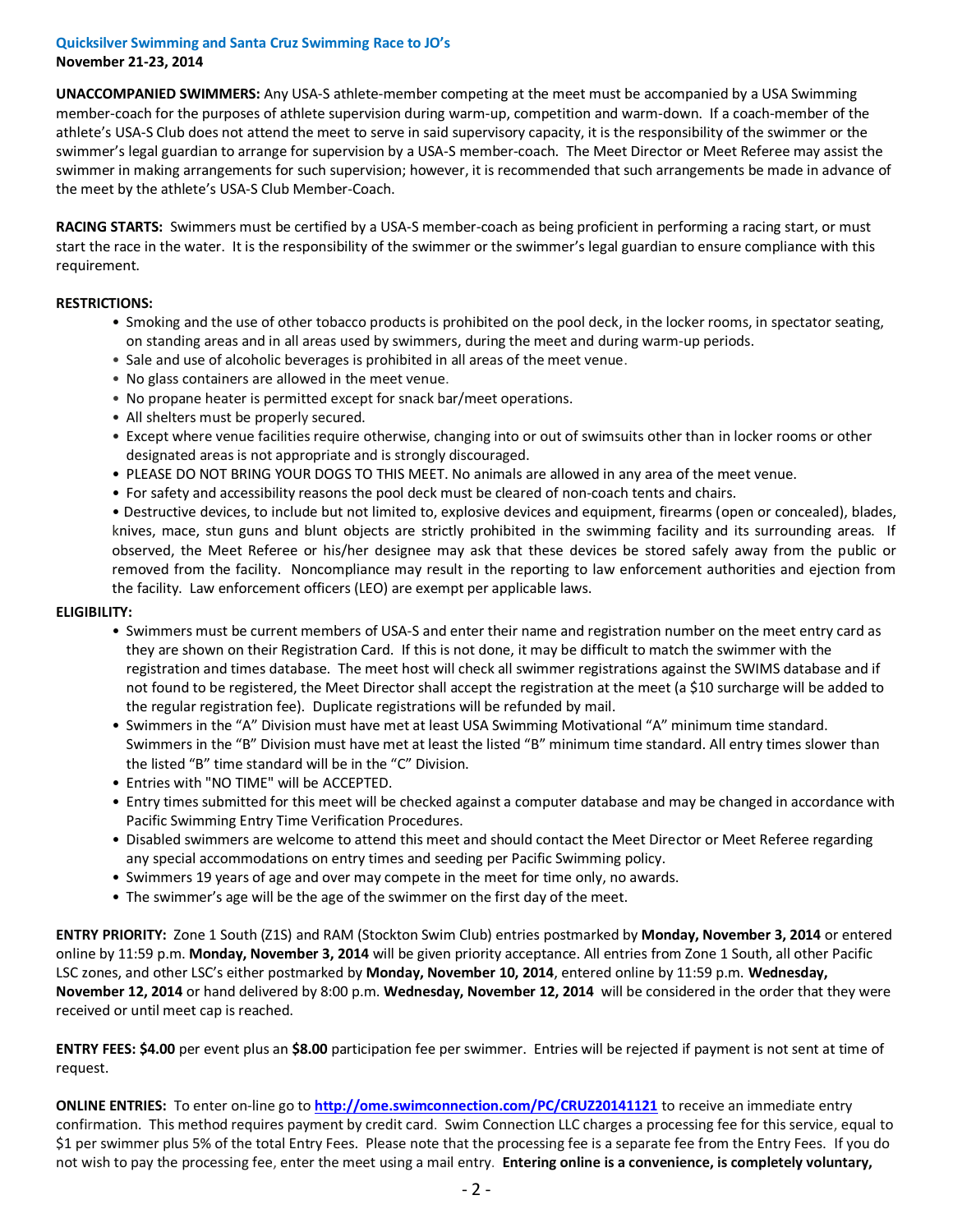**Quicksilver Swimming and Santa Cruz Swimming Race to JO's**
**November 21-23, 2014**

**UNACCOMPANIED SWIMMERS:** Any USA-S athlete-member competing at the meet must be accompanied by a USA Swimming member-coach for the purposes of athlete supervision during warm-up, competition and warm-down. If a coach-member of the athlete's USA-S Club does not attend the meet to serve in said supervisory capacity, it is the responsibility of the swimmer or the swimmer's legal guardian to arrange for supervision by a USA-S member-coach. The Meet Director or Meet Referee may assist the swimmer in making arrangements for such supervision; however, it is recommended that such arrangements be made in advance of the meet by the athlete's USA-S Club Member-Coach.

**RACING STARTS:** Swimmers must be certified by a USA-S member-coach as being proficient in performing a racing start, or must start the race in the water. It is the responsibility of the swimmer or the swimmer's legal guardian to ensure compliance with this requirement.

**RESTRICTIONS:**

- Smoking and the use of other tobacco products is prohibited on the pool deck, in the locker rooms, in spectator seating, on standing areas and in all areas used by swimmers, during the meet and during warm-up periods.
- Sale and use of alcoholic beverages is prohibited in all areas of the meet venue.
- No glass containers are allowed in the meet venue.
- No propane heater is permitted except for snack bar/meet operations.
- All shelters must be properly secured.
- Except where venue facilities require otherwise, changing into or out of swimsuits other than in locker rooms or other designated areas is not appropriate and is strongly discouraged.
- PLEASE DO NOT BRING YOUR DOGS TO THIS MEET. No animals are allowed in any area of the meet venue.
- For safety and accessibility reasons the pool deck must be cleared of non-coach tents and chairs.
- Destructive devices, to include but not limited to, explosive devices and equipment, firearms (open or concealed), blades, knives, mace, stun guns and blunt objects are strictly prohibited in the swimming facility and its surrounding areas. If observed, the Meet Referee or his/her designee may ask that these devices be stored safely away from the public or removed from the facility. Noncompliance may result in the reporting to law enforcement authorities and ejection from the facility. Law enforcement officers (LEO) are exempt per applicable laws.

**ELIGIBILITY:**

- Swimmers must be current members of USA-S and enter their name and registration number on the meet entry card as they are shown on their Registration Card. If this is not done, it may be difficult to match the swimmer with the registration and times database. The meet host will check all swimmer registrations against the SWIMS database and if not found to be registered, the Meet Director shall accept the registration at the meet (a $10 surcharge will be added to the regular registration fee). Duplicate registrations will be refunded by mail.
- Swimmers in the "A" Division must have met at least USA Swimming Motivational "A" minimum time standard. Swimmers in the "B" Division must have met at least the listed "B" minimum time standard. All entry times slower than the listed "B" time standard will be in the "C" Division.
- Entries with "NO TIME" will be ACCEPTED.
- Entry times submitted for this meet will be checked against a computer database and may be changed in accordance with Pacific Swimming Entry Time Verification Procedures.
- Disabled swimmers are welcome to attend this meet and should contact the Meet Director or Meet Referee regarding any special accommodations on entry times and seeding per Pacific Swimming policy.
- Swimmers 19 years of age and over may compete in the meet for time only, no awards.
- The swimmer's age will be the age of the swimmer on the first day of the meet.

**ENTRY PRIORITY:** Zone 1 South (Z1S) and RAM (Stockton Swim Club) entries postmarked by **Monday, November 3, 2014** or entered online by 11:59 p.m. **Monday, November 3, 2014** will be given priority acceptance. All entries from Zone 1 South, all other Pacific LSC zones, and other LSC's either postmarked by **Monday, November 10, 2014**, entered online by 11:59 p.m. **Wednesday, November 12, 2014** or hand delivered by 8:00 p.m. **Wednesday, November 12, 2014** will be considered in the order that they were received or until meet cap is reached.

**ENTRY FEES: $4.00** per event plus an **$8.00** participation fee per swimmer. Entries will be rejected if payment is not sent at time of request.

**ONLINE ENTRIES:** To enter on-line go to **http://ome.swimconnection.com/PC/CRUZ20141121** to receive an immediate entry confirmation. This method requires payment by credit card. Swim Connection LLC charges a processing fee for this service, equal to $1 per swimmer plus 5% of the total Entry Fees. Please note that the processing fee is a separate fee from the Entry Fees. If you do not wish to pay the processing fee, enter the meet using a mail entry. **Entering online is a convenience, is completely voluntary,**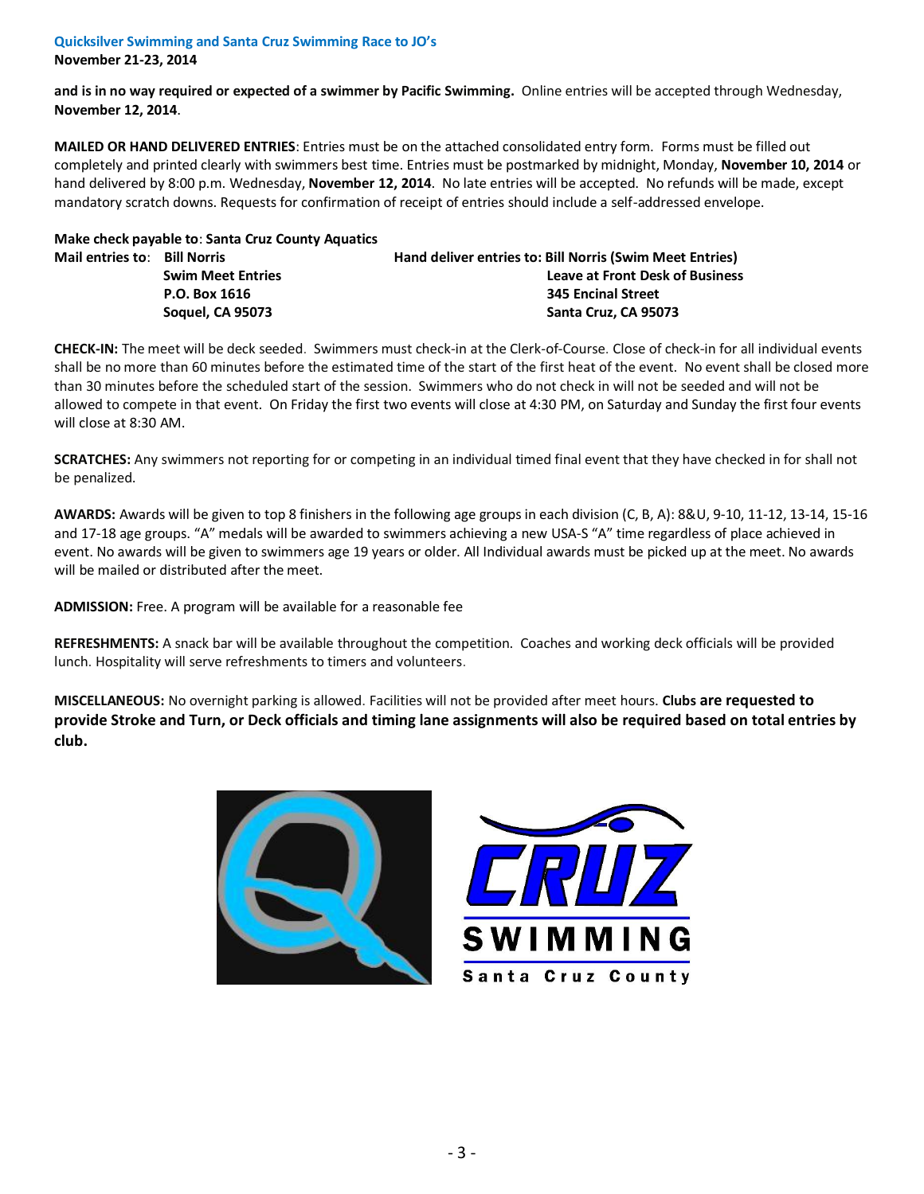and is in no way required or expected of a swimmer by Pacific Swimming. Online entries will be accepted through Wednesday, **November 12, 2014**.

**MAILED OR HAND DELIVERED ENTRIES**: Entries must be on the attached consolidated entry form. Forms must be filled out completely and printed clearly with swimmers best time. Entries must be postmarked by midnight, Monday, **November 10, 2014** or hand delivered by 8:00 p.m. Wednesday, **November 12, 2014**. No late entries will be accepted. No refunds will be made, except mandatory scratch downs. Requests for confirmation of receipt of entries should include a self-addressed envelope.

**Make check payable to**: **Santa Cruz County Aquatics**

**Mail entries to**: **Bill Norris**
**Swim Meet Entries**
**P.O. Box 1616**
**Soquel, CA 95073**

**Hand deliver entries to: Bill Norris (Swim Meet Entries)**
**Leave at Front Desk of Business**
**345 Encinal Street**
**Santa Cruz, CA 95073**

**CHECK-IN:** The meet will be deck seeded. Swimmers must check-in at the Clerk-of-Course. Close of check-in for all individual events shall be no more than 60 minutes before the estimated time of the start of the first heat of the event. No event shall be closed more than 30 minutes before the scheduled start of the session. Swimmers who do not check in will not be seeded and will not be allowed to compete in that event. On Friday the first two events will close at 4:30 PM, on Saturday and Sunday the first four events will close at 8:30 AM.

**SCRATCHES:** Any swimmers not reporting for or competing in an individual timed final event that they have checked in for shall not be penalized.

**AWARDS:** Awards will be given to top 8 finishers in the following age groups in each division (C, B, A): 8&U, 9-10, 11-12, 13-14, 15-16 and 17-18 age groups. "A" medals will be awarded to swimmers achieving a new USA-S "A" time regardless of place achieved in event. No awards will be given to swimmers age 19 years or older. All Individual awards must be picked up at the meet. No awards will be mailed or distributed after the meet.

**ADMISSION:** Free. A program will be available for a reasonable fee

**REFRESHMENTS:** A snack bar will be available throughout the competition. Coaches and working deck officials will be provided lunch. Hospitality will serve refreshments to timers and volunteers.

**MISCELLANEOUS:** No overnight parking is allowed. Facilities will not be provided after meet hours. **Clubs are requested to provide Stroke and Turn, or Deck officials and timing lane assignments will also be required based on total entries by club.**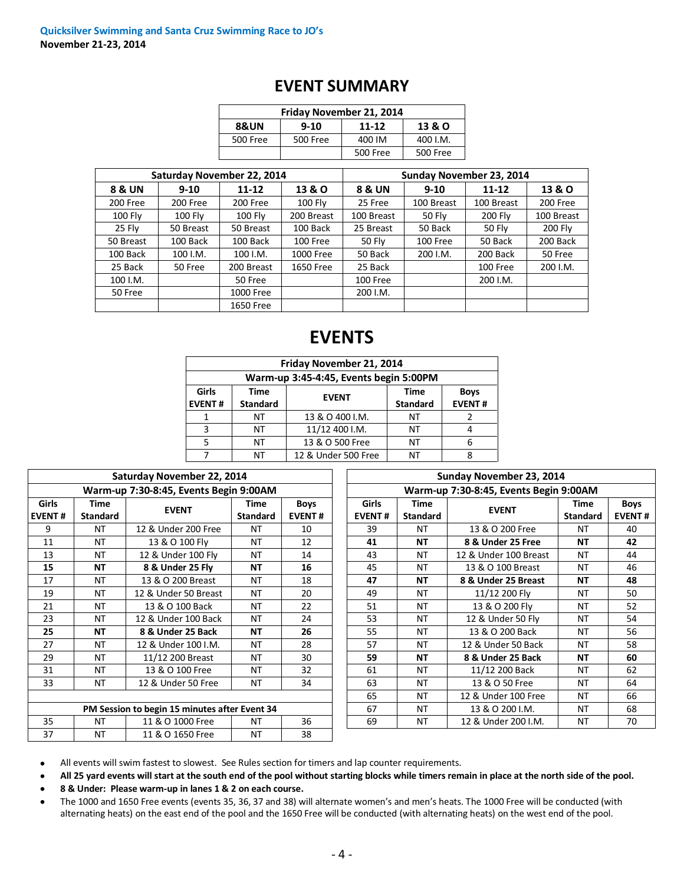**Quicksilver Swimming and Santa Cruz Swimming Race to JO's**
**November 21-23, 2014**

# EVENT SUMMARY

| Friday November 21, 2014 | | | |
|---|---|---|---|
| **8&UN** | **9-10** | **11-12** | **13 & O** |
| 500 Free | 500 Free | 400 IM | 400 I.M. |
| | | 500 Free | 500 Free |

| Saturday November 22, 2014 | | | | Sunday November 23, 2014 | | | |
|---|---|---|---|---|---|---|---|
| **8 & UN** | **9-10** | **11-12** | **13 & O** | **8 & UN** | **9-10** | **11-12** | **13 & O** |
| 200 Free | 200 Free | 200 Free | 100 Fly | 25 Free | 100 Breast | 100 Breast | 200 Free |
| 100 Fly | 100 Fly | 100 Fly | 200 Breast | 100 Breast | 50 Fly | 200 Fly | 100 Breast |
| 25 Fly | 50 Breast | 50 Breast | 100 Back | 25 Breast | 50 Back | 50 Fly | 200 Fly |
| 50 Breast | 100 Back | 100 Back | 100 Free | 50 Fly | 100 Free | 50 Back | 200 Back |
| 100 Back | 100 I.M. | 100 I.M. | 1000 Free | 50 Back | 200 I.M. | 200 Back | 50 Free |
| 25 Back | 50 Free | 200 Breast | 1650 Free | 25 Back | | 100 Free | 200 I.M. |
| 100 I.M. | | 50 Free | | 100 Free | | 200 I.M. | |
| 50 Free | | 1000 Free | | 200 I.M. | | | |
| | | 1650 Free | | | | | |

# EVENTS

| Friday November 21, 2014 | | | | |
|---|---|---|---|---|
| Warm-up 3:45-4:45, Events begin 5:00PM | | | | |
| **Girls EVENT #** | **Time Standard** | **EVENT** | **Time Standard** | **Boys EVENT #** |
| 1 | NT | 13 & O 400 I.M. | NT | 2 |
| 3 | NT | 11/12 400 I.M. | NT | 4 |
| 5 | NT | 13 & O 500 Free | NT | 6 |
| 7 | NT | 12 & Under 500 Free | NT | 8 |

| Saturday November 22, 2014 | | | | |
|---|---|---|---|---|
| Warm-up 7:30-8:45, Events Begin 9:00AM | | | | |
| **Girls EVENT #** | **Time Standard** | **EVENT** | **Time Standard** | **Boys EVENT #** |
| 9 | NT | 12 & Under 200 Free | NT | 10 |
| 11 | NT | 13 & O 100 Fly | NT | 12 |
| 13 | NT | 12 & Under 100 Fly | NT | 14 |
| **15** | **NT** | **8 & Under 25 Fly** | **NT** | **16** |
| 17 | NT | 13 & O 200 Breast | NT | 18 |
| 19 | NT | 12 & Under 50 Breast | NT | 20 |
| 21 | NT | 13 & O 100 Back | NT | 22 |
| 23 | NT | 12 & Under 100 Back | NT | 24 |
| **25** | **NT** | **8 & Under 25 Back** | **NT** | **26** |
| 27 | NT | 12 & Under 100 I.M. | NT | 28 |
| 29 | NT | 11/12 200 Breast | NT | 30 |
| 31 | NT | 13 & O 100 Free | NT | 32 |
| 33 | NT | 12 & Under 50 Free | NT | 34 |
| | | | | |
| PM Session to begin 15 minutes after Event 34 | | | | |
| 35 | NT | 11 & O 1000 Free | NT | 36 |
| 37 | NT | 11 & O 1650 Free | NT | 38 |

| Sunday November 23, 2014 | | | | |
|---|---|---|---|---|
| Warm-up 7:30-8:45, Events Begin 9:00AM | | | | |
| **Girls EVENT #** | **Time Standard** | **EVENT** | **Time Standard** | **Boys EVENT #** |
| 39 | NT | 13 & O 200 Free | NT | 40 |
| **41** | **NT** | **8 & Under 25 Free** | **NT** | **42** |
| 43 | NT | 12 & Under 100 Breast | NT | 44 |
| 45 | NT | 13 & O 100 Breast | NT | 46 |
| **47** | **NT** | **8 & Under 25 Breast** | **NT** | **48** |
| 49 | NT | 11/12 200 Fly | NT | 50 |
| 51 | NT | 13 & O 200 Fly | NT | 52 |
| 53 | NT | 12 & Under 50 Fly | NT | 54 |
| 55 | NT | 13 & O 200 Back | NT | 56 |
| 57 | NT | 12 & Under 50 Back | NT | 58 |
| **59** | **NT** | **8 & Under 25 Back** | **NT** | **60** |
| 61 | NT | 11/12 200 Back | NT | 62 |
| 63 | NT | 13 & O 50 Free | NT | 64 |
| 65 | NT | 12 & Under 100 Free | NT | 66 |
| 67 | NT | 13 & O 200 I.M. | NT | 68 |
| 69 | NT | 12 & Under 200 I.M. | NT | 70 |

- All events will swim fastest to slowest. See Rules section for timers and lap counter requirements.
- **All 25 yard events will start at the south end of the pool without starting blocks while timers remain in place at the north side of the pool.**
- **8 & Under: Please warm-up in lanes 1 & 2 on each course.**
- The 1000 and 1650 Free events (events 35, 36, 37 and 38) will alternate women's and men's heats. The 1000 Free will be conducted (with alternating heats) on the east end of the pool and the 1650 Free will be conducted (with alternating heats) on the west end of the pool.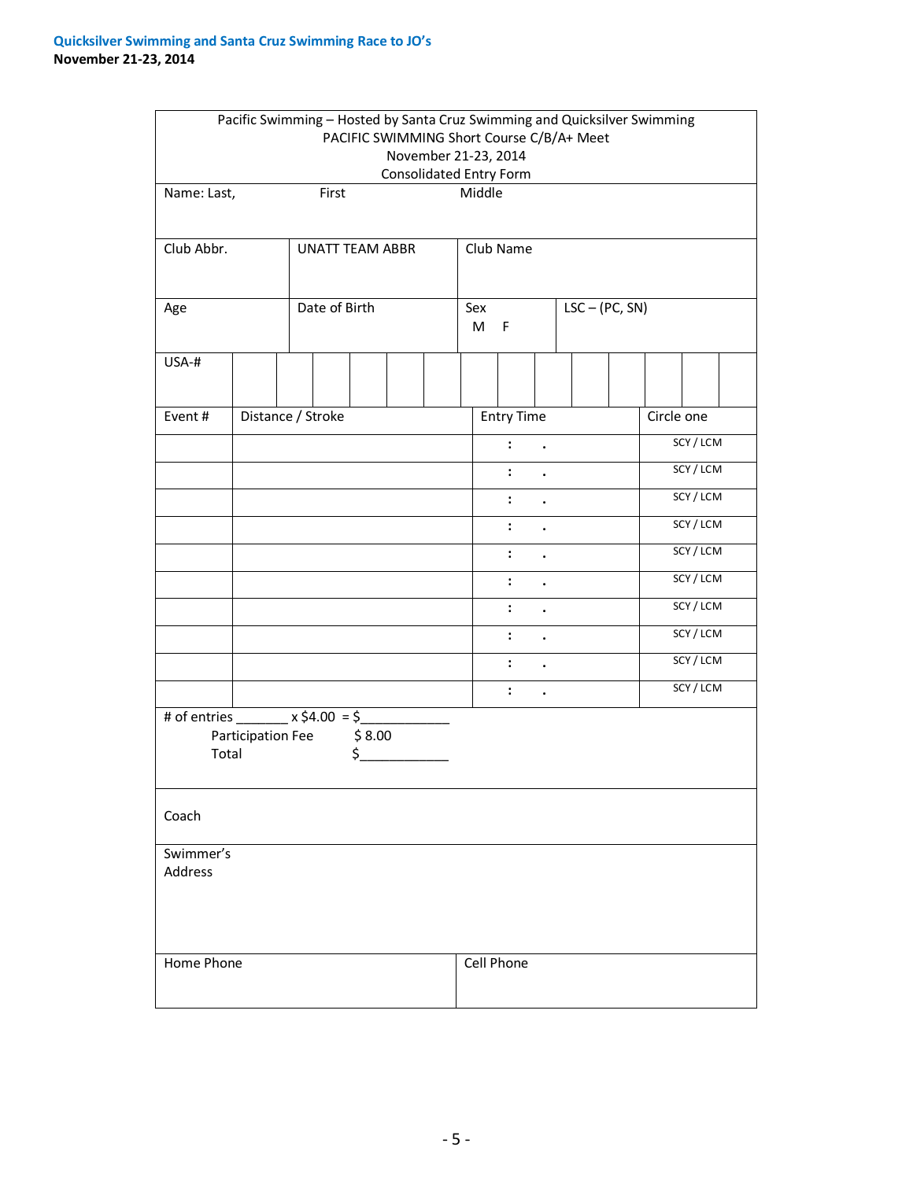Pacific Swimming – Hosted by Santa Cruz Swimming and Quicksilver Swimming
PACIFIC SWIMMING Short Course C/B/A+ Meet
November 21-23, 2014
Consolidated Entry Form

| Name: Last, | First | Middle | |
|---|---|---|---|
| Club Abbr. | UNATT TEAM ABBR | Club Name | |
| Age | Date of Birth | Sex M F | LSC – (PC, SN) |

| USA-# | | | | | | | | | | | | | |
|---|---|---|---|---|---|---|---|---|---|---|---|---|---|

| Event # | Distance / Stroke | Entry Time | Circle one |
|---|---|---|---|
| | | : . | SCY / LCM |
| | | : . | SCY / LCM |
| | | : . | SCY / LCM |
| | | : . | SCY / LCM |
| | | : . | SCY / LCM |
| | | : . | SCY / LCM |
| | | : . | SCY / LCM |
| | | : . | SCY / LCM |
| | | : . | SCY / LCM |
| | | : . | SCY / LCM |

# of entries _______ x $4.00 = $____________
Participation Fee $ 8.00
Total $____________

Coach

Swimmer's Address

| Home Phone | Cell Phone |
|---|---|
| | |